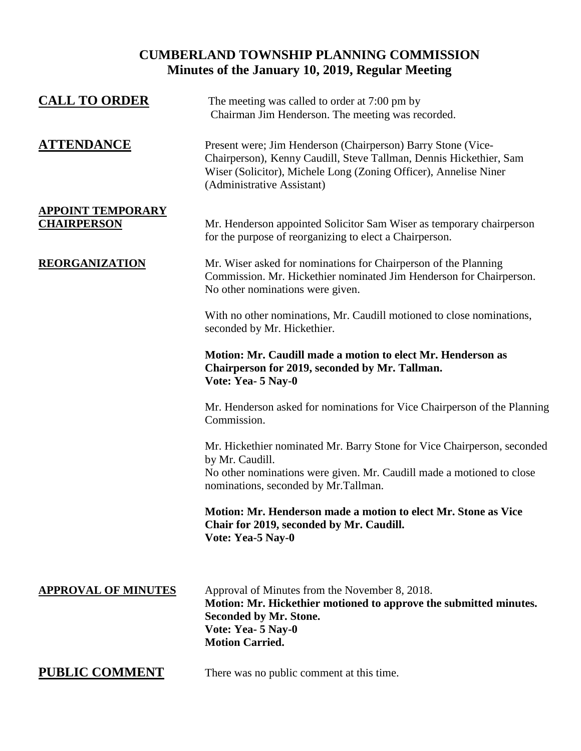# CUMBERLAND TOWNSHIP PLANNING COMMISSION
## Minutes of the January 10, 2019, Regular Meeting

**CALL TO ORDER**

The meeting was called to order at 7:00 pm by Chairman Jim Henderson. The meeting was recorded.

**ATTENDANCE**

Present were; Jim Henderson (Chairperson) Barry Stone (Vice-Chairperson), Kenny Caudill, Steve Tallman, Dennis Hickethier, Sam Wiser (Solicitor), Michele Long (Zoning Officer), Annelise Niner (Administrative Assistant)

**APPOINT TEMPORARY CHAIRPERSON**

Mr. Henderson appointed Solicitor Sam Wiser as temporary chairperson for the purpose of reorganizing to elect a Chairperson.

**REORGANIZATION**

Mr. Wiser asked for nominations for Chairperson of the Planning Commission. Mr. Hickethier nominated Jim Henderson for Chairperson. No other nominations were given.

With no other nominations, Mr. Caudill motioned to close nominations, seconded by Mr. Hickethier.

**Motion: Mr. Caudill made a motion to elect Mr. Henderson as Chairperson for 2019, seconded by Mr. Tallman.**
**Vote: Yea- 5 Nay-0**

Mr. Henderson asked for nominations for Vice Chairperson of the Planning Commission.

Mr. Hickethier nominated Mr. Barry Stone for Vice Chairperson, seconded by Mr. Caudill.
No other nominations were given. Mr. Caudill made a motioned to close nominations, seconded by Mr.Tallman.

**Motion: Mr. Henderson made a motion to elect Mr. Stone as Vice Chair for 2019, seconded by Mr. Caudill.**
**Vote: Yea-5 Nay-0**

**APPROVAL OF MINUTES**

Approval of Minutes from the November 8, 2018.
**Motion: Mr. Hickethier motioned to approve the submitted minutes.**
**Seconded by Mr. Stone.**
**Vote: Yea- 5 Nay-0**
**Motion Carried.**

**PUBLIC COMMENT**

There was no public comment at this time.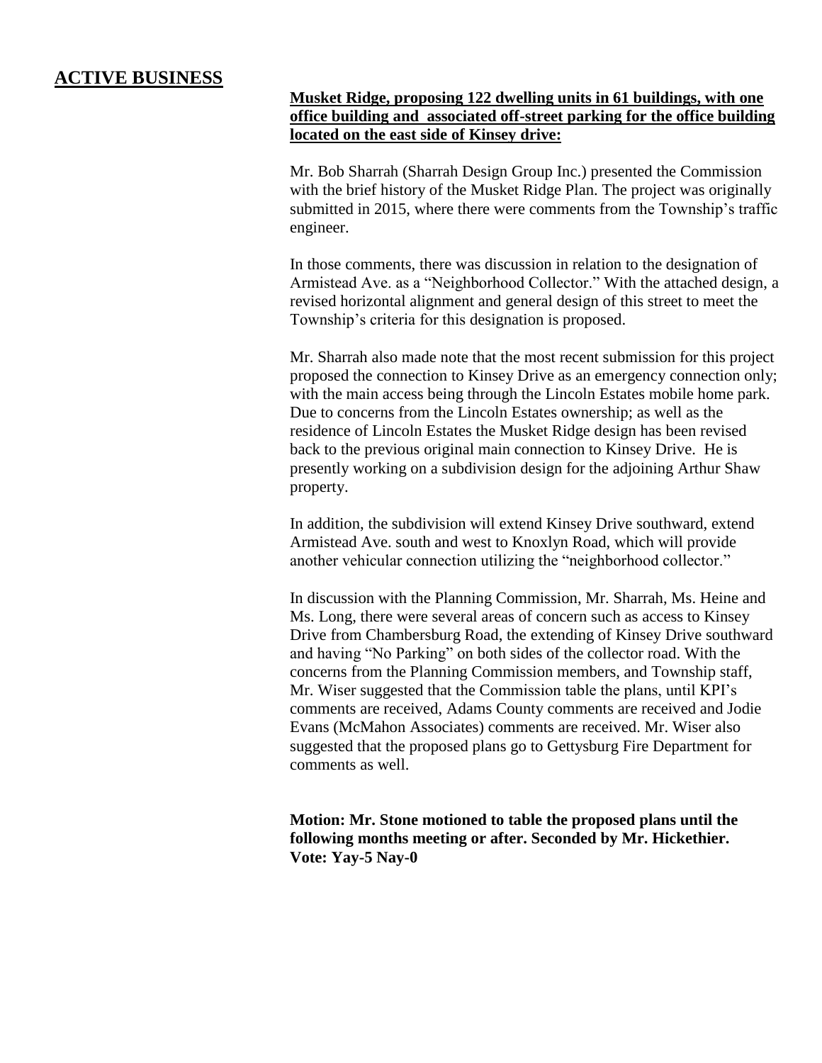## ACTIVE BUSINESS

**Musket Ridge, proposing 122 dwelling units in 61 buildings, with one office building and associated off-street parking for the office building located on the east side of Kinsey drive:**

Mr. Bob Sharrah (Sharrah Design Group Inc.) presented the Commission with the brief history of the Musket Ridge Plan. The project was originally submitted in 2015, where there were comments from the Township's traffic engineer.

In those comments, there was discussion in relation to the designation of Armistead Ave. as a "Neighborhood Collector." With the attached design, a revised horizontal alignment and general design of this street to meet the Township's criteria for this designation is proposed.

Mr. Sharrah also made note that the most recent submission for this project proposed the connection to Kinsey Drive as an emergency connection only; with the main access being through the Lincoln Estates mobile home park. Due to concerns from the Lincoln Estates ownership; as well as the residence of Lincoln Estates the Musket Ridge design has been revised back to the previous original main connection to Kinsey Drive. He is presently working on a subdivision design for the adjoining Arthur Shaw property.

In addition, the subdivision will extend Kinsey Drive southward, extend Armistead Ave. south and west to Knoxlyn Road, which will provide another vehicular connection utilizing the "neighborhood collector."

In discussion with the Planning Commission, Mr. Sharrah, Ms. Heine and Ms. Long, there were several areas of concern such as access to Kinsey Drive from Chambersburg Road, the extending of Kinsey Drive southward and having "No Parking" on both sides of the collector road. With the concerns from the Planning Commission members, and Township staff, Mr. Wiser suggested that the Commission table the plans, until KPI's comments are received, Adams County comments are received and Jodie Evans (McMahon Associates) comments are received. Mr. Wiser also suggested that the proposed plans go to Gettysburg Fire Department for comments as well.

**Motion: Mr. Stone motioned to table the proposed plans until the following months meeting or after. Seconded by Mr. Hickethier.**
**Vote: Yay-5 Nay-0**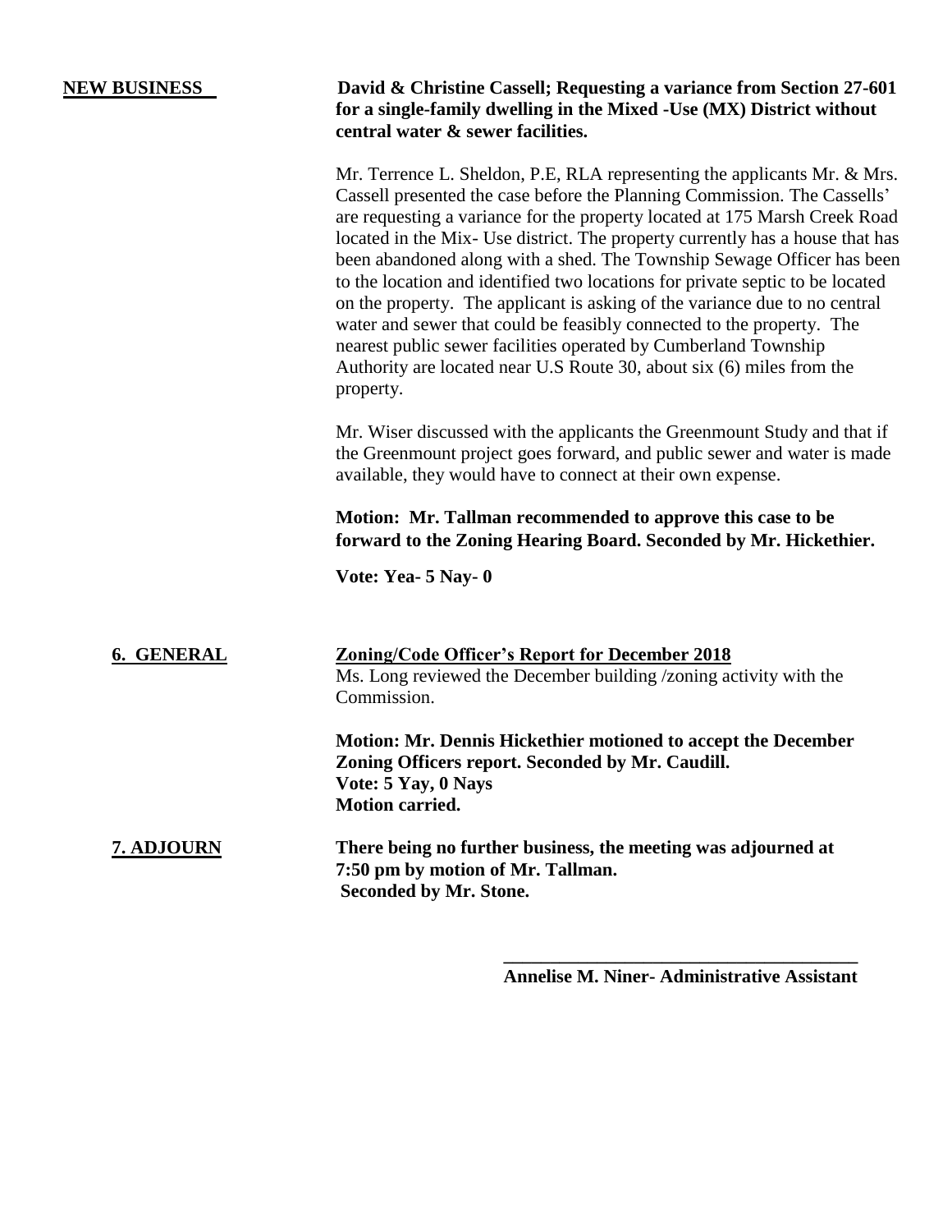**NEW BUSINESS** **David & Christine Cassell; Requesting a variance from Section 27-601 for a single-family dwelling in the Mixed -Use (MX) District without central water & sewer facilities.**

Mr. Terrence L. Sheldon, P.E, RLA representing the applicants Mr. & Mrs. Cassell presented the case before the Planning Commission. The Cassells' are requesting a variance for the property located at 175 Marsh Creek Road located in the Mix- Use district. The property currently has a house that has been abandoned along with a shed. The Township Sewage Officer has been to the location and identified two locations for private septic to be located on the property. The applicant is asking of the variance due to no central water and sewer that could be feasibly connected to the property. The nearest public sewer facilities operated by Cumberland Township Authority are located near U.S Route 30, about six (6) miles from the property.

Mr. Wiser discussed with the applicants the Greenmount Study and that if the Greenmount project goes forward, and public sewer and water is made available, they would have to connect at their own expense.

**Motion: Mr. Tallman recommended to approve this case to be forward to the Zoning Hearing Board. Seconded by Mr. Hickethier.**

**Vote: Yea- 5 Nay- 0**

## 6. GENERAL

**Zoning/Code Officer's Report for December 2018**

Ms. Long reviewed the December building /zoning activity with the Commission.

**Motion: Mr. Dennis Hickethier motioned to accept the December Zoning Officers report. Seconded by Mr. Caudill.**
**Vote: 5 Yay, 0 Nays**
**Motion carried.**

## 7. ADJOURN

**There being no further business, the meeting was adjourned at 7:50 pm by motion of Mr. Tallman.**
**Seconded by Mr. Stone.**

______________________________________
**Annelise M. Niner- Administrative Assistant**